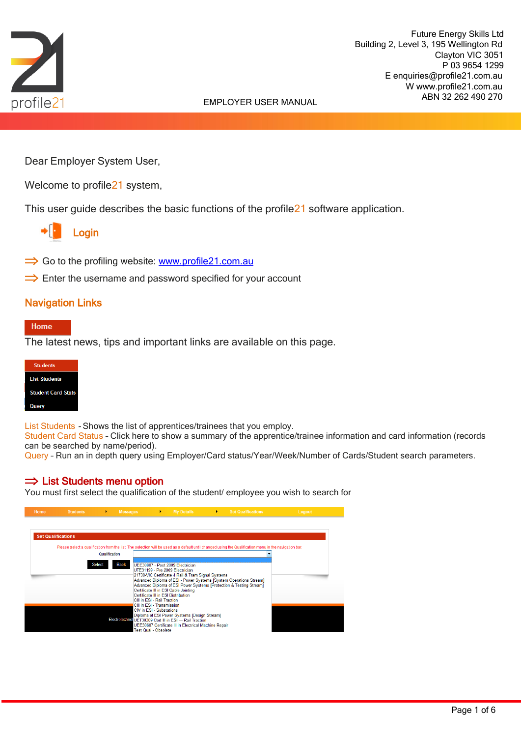Future Energy Skills Ltd
Building 2, Level 3, 195 Wellington Rd
Clayton VIC 3051
P 03 9654 1299
E enquiries@profile21.com.au
W www.profile21.com.au
ABN 32 262 490 270

EMPLOYER USER MANUAL

Dear Employer System User,

Welcome to profile21 system,

This user guide describes the basic functions of the profile21 software application.

## Login

⇒ Go to the profiling website: www.profile21.com.au

⇒ Enter the username and password specified for your account

## Navigation Links

**Home**

The latest news, tips and important links are available on this page.

**Students**
- List Students
- Student Card Stats
- Query

List Students - Shows the list of apprentices/trainees that you employ.
Student Card Status - Click here to show a summary of the apprentice/trainee information and card information (records can be searched by name/period).
Query - Run an in depth query using Employer/Card status/Year/Week/Number of Cards/Student search parameters.

### ⇒ List Students menu option

You must first select the qualification of the student/ employee you wish to search for

Home | Students | Messages | My Details | Set Qualifications | Logout

**Set Qualifications**

Please select a qualification from the list. The selection will be used as a default until changed using the Qualification menu in the navigation bar.

Qualification

Select | Back

- UEE30807 - Post 2009 Electrician
- UTE31199 - Pre 2009 Electrician
- 21730-VIC Certificate 4 Rail & Tram Signal Systems
- Advanced Diploma of ESI - Power Systems [System Operations Stream]
- Advanced Diploma of ESI Power Systems [Protection & Testing Stream]
- Certificate II in ESI Cable Jointing
- Certificate II in ESI Distribution
- CIII in ESI - Rail Traction
- CIII in ESI - Transmission
- CIV in ESI - Substations
- Diploma of ESI Power Systems [Design Stream]
- UET30309 Cert III in ESI — Rail Traction
- UEE30607 Certificate III in Electrical Machine Repair
- Test Qual - Obsolete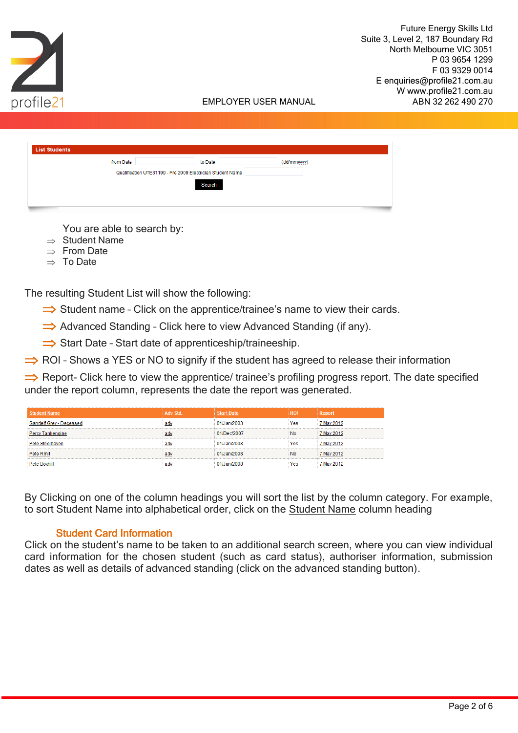**List Students**

from Date ______ to Date ______ (dd/mm/yyyy)

Qualification UTE31199 - Pre 2009 Electrician Student Name ______

Search

You are able to search by:

⇒ Student Name
⇒ From Date
⇒ To Date

The resulting Student List will show the following:

⇒ Student name – Click on the apprentice/trainee's name to view their cards.
⇒ Advanced Standing – Click here to view Advanced Standing (if any).
⇒ Start Date – Start date of apprenticeship/traineeship.
⇒ ROI – Shows a YES or NO to signify if the student has agreed to release their information
⇒ Report- Click here to view the apprentice/ trainee's profiling progress report. The date specified under the report column, represents the date the report was generated.

| Student Name | Adv Std. | Start Date | ROI | Report |
|---|---|---|---|---|
| Gandelf Grey - Deceased | adv | 01/Jan/2003 | Yes | 7 May 2012 |
| Percy Tankengine | adv | 01/Dec/2007 | No | 7 May 2012 |
| Pete Steelhaven | adv | 01/Jan/2008 | Yes | 7 May 2012 |
| Pete Rmit | adv | 01/Jan/2008 | No | 7 May 2012 |
| Pete Boxhill | adv | 01/Jan/2008 | Yes | 7 May 2012 |

By Clicking on one of the column headings you will sort the list by the column category. For example, to sort Student Name into alphabetical order, click on the Student Name column heading

### Student Card Information

Click on the student's name to be taken to an additional search screen, where you can view individual card information for the chosen student (such as card status), authoriser information, submission dates as well as details of advanced standing (click on the advanced standing button).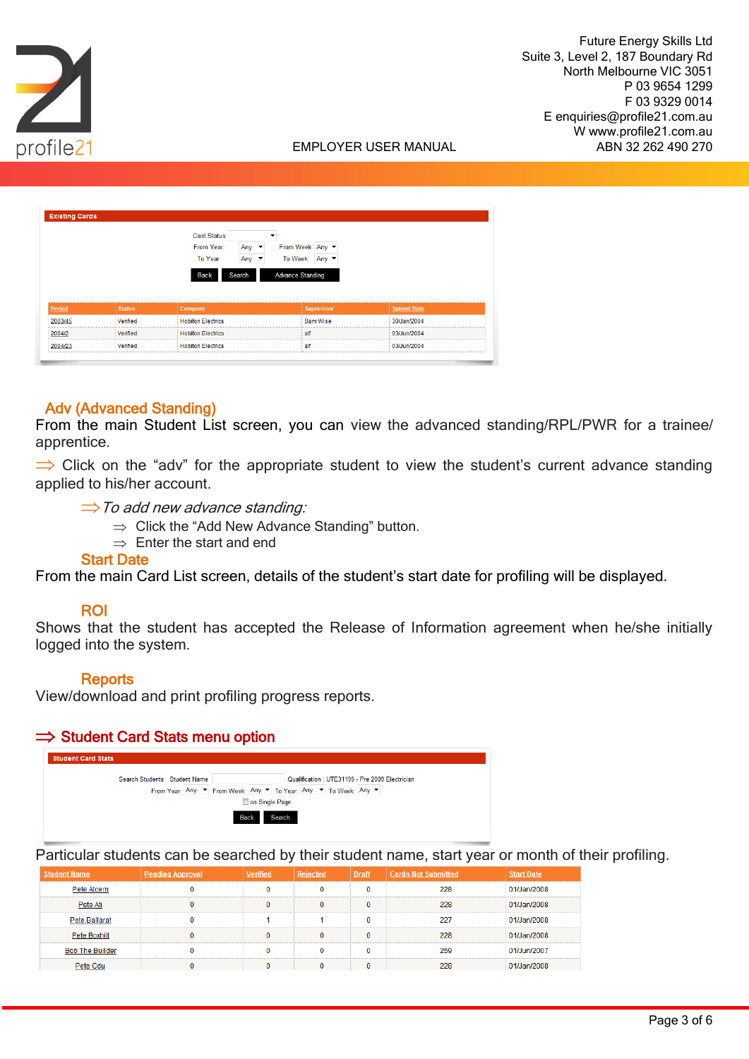**Existing Cards**

Card Status

From Year: Any | From Week: Any

To Year: Any | To Week: Any

Back | Search | Advance Standing

| Period | Status | Company | Supervisor | Submit Date |
|---|---|---|---|---|
| 2003/45 | Verified | Hobiton Electrics | Sam Wise | 30/Jan/2004 |
| 2004/2 | Verified | Hobiton Electrics | alf | 03/Jun/2004 |
| 2004/23 | Verified | Hobiton Electrics | alf | 03/Jun/2004 |

## Adv (Advanced Standing)

From the main Student List screen, you can view the advanced standing/RPL/PWR for a trainee/ apprentice.

⇒ Click on the "adv" for the appropriate student to view the student's current advance standing applied to his/her account.

⇒ *To add new advance standing:*

- ⇒ Click the "Add New Advance Standing" button.
- ⇒ Enter the start and end

## Start Date

From the main Card List screen, details of the student's start date for profiling will be displayed.

## ROI

Shows that the student has accepted the Release of Information agreement when he/she initially logged into the system.

## Reports

View/download and print profiling progress reports.

## ⇒ Student Card Stats menu option

**Student Card Stats**

Search Students Student Name | Qualification : UTE31199 - Pre 2009 Electrician

From Year: Any | From Week: Any | To Year: Any | To Week: Any

on Single Page

Back | Search

Particular students can be searched by their student name, start year or month of their profiling.

| Student Name | Pending Approval | Verified | Rejected | Draft | Cards Not Submitted | Start Date |
|---|---|---|---|---|---|---|
| Pete Alcem | 0 | 0 | 0 | 0 | 228 | 01/Jan/2008 |
| Pete Ali | 0 | 0 | 0 | 0 | 228 | 01/Jan/2008 |
| Pete Ballarat | 0 | 1 | 1 | 0 | 227 | 01/Jan/2008 |
| Pete Boxhill | 0 | 0 | 0 | 0 | 228 | 01/Jan/2008 |
| Bob The Builder | 0 | 0 | 0 | 0 | 259 | 01/Jun/2007 |
| Pete Cdu | 0 | 0 | 0 | 0 | 228 | 01/Jan/2008 |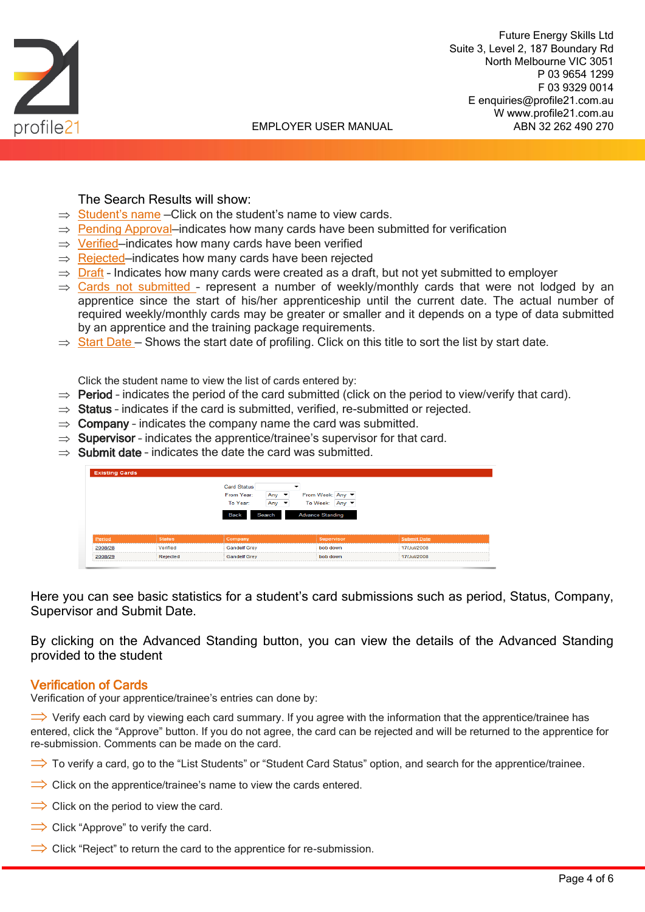The Search Results will show:

⇒ Student's name –Click on the student's name to view cards.
⇒ Pending Approval–indicates how many cards have been submitted for verification
⇒ Verified–indicates how many cards have been verified
⇒ Rejected–indicates how many cards have been rejected
⇒ Draft - Indicates how many cards were created as a draft, but not yet submitted to employer
⇒ Cards not submitted - represent a number of weekly/monthly cards that were not lodged by an apprentice since the start of his/her apprenticeship until the current date. The actual number of required weekly/monthly cards may be greater or smaller and it depends on a type of data submitted by an apprentice and the training package requirements.
⇒ Start Date – Shows the start date of profiling. Click on this title to sort the list by start date.

Click the student name to view the list of cards entered by:

⇒ **Period** - indicates the period of the card submitted (click on the period to view/verify that card).
⇒ **Status** - indicates if the card is submitted, verified, re-submitted or rejected.
⇒ **Company** - indicates the company name the card was submitted.
⇒ **Supervisor** - indicates the apprentice/trainee's supervisor for that card.
⇒ **Submit date** - indicates the date the card was submitted.

**Existing Cards**

Card Status: [ ]
From Year: Any   From Week: Any
To Year: Any   To Week: Any
Back | Search | Advance Standing

| Period | Status | Company | Supervisor | Submit Date |
|---|---|---|---|---|
| 2008/28 | Verified | Gandelf Grey | bob down | 17/Jul/2008 |
| 2008/29 | Rejected | Gandelf Grey | bob down | 17/Jul/2008 |

Here you can see basic statistics for a student's card submissions such as period, Status, Company, Supervisor and Submit Date.

By clicking on the Advanced Standing button, you can view the details of the Advanced Standing provided to the student

## Verification of Cards

Verification of your apprentice/trainee's entries can done by:

⇒ Verify each card by viewing each card summary. If you agree with the information that the apprentice/trainee has entered, click the "Approve" button. If you do not agree, the card can be rejected and will be returned to the apprentice for re-submission. Comments can be made on the card.

⇒ To verify a card, go to the "List Students" or "Student Card Status" option, and search for the apprentice/trainee.

⇒ Click on the apprentice/trainee's name to view the cards entered.

⇒ Click on the period to view the card.

⇒ Click "Approve" to verify the card.

⇒ Click "Reject" to return the card to the apprentice for re-submission.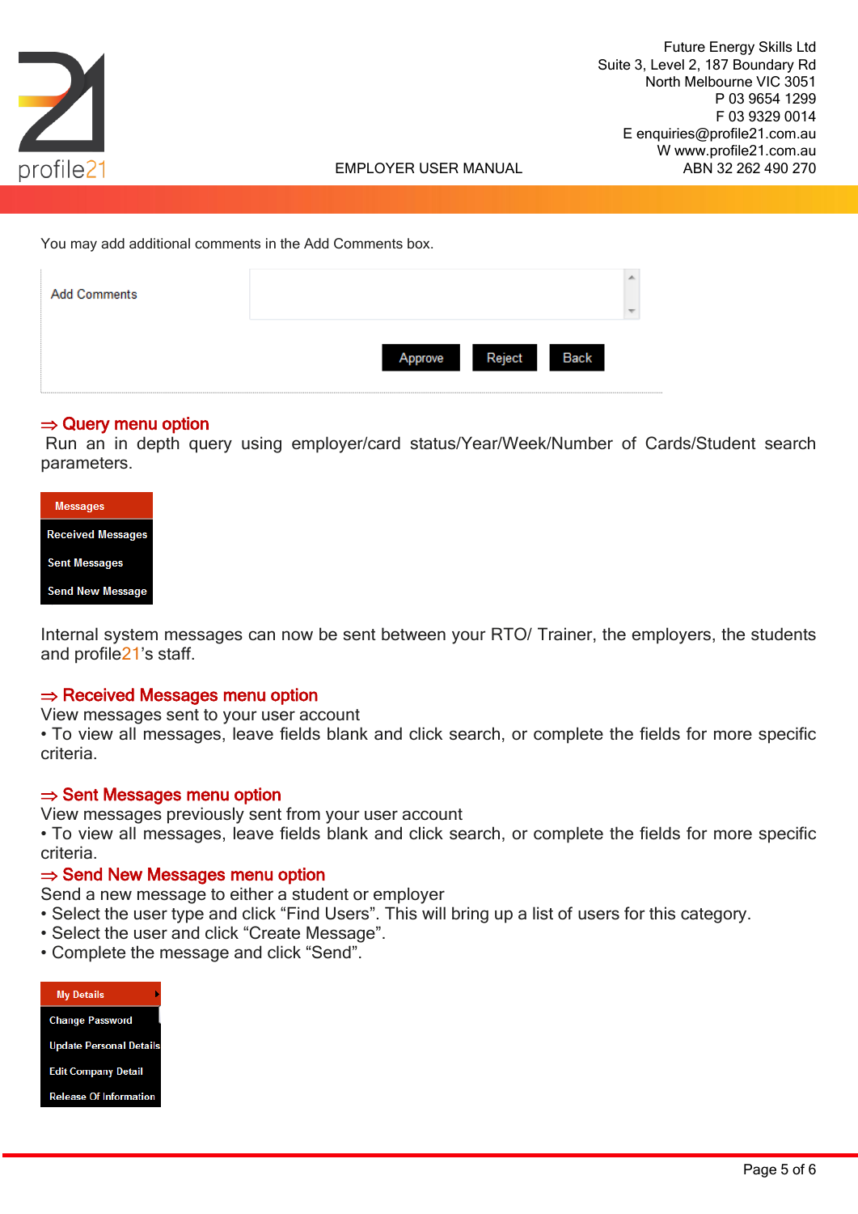You may add additional comments in the Add Comments box.

Add Comments

Approve Reject Back

### ⇒ Query menu option

Run an in depth query using employer/card status/Year/Week/Number of Cards/Student search parameters.

- Messages
- Received Messages
- Sent Messages
- Send New Message

Internal system messages can now be sent between your RTO/ Trainer, the employers, the students and profile21's staff.

### ⇒ Received Messages menu option

View messages sent to your user account

- To view all messages, leave fields blank and click search, or complete the fields for more specific criteria.

### ⇒ Sent Messages menu option

View messages previously sent from your user account

- To view all messages, leave fields blank and click search, or complete the fields for more specific criteria.

### ⇒ Send New Messages menu option

Send a new message to either a student or employer

- Select the user type and click "Find Users". This will bring up a list of users for this category.
- Select the user and click "Create Message".
- Complete the message and click "Send".

- My Details
- Change Password
- Update Personal Details
- Edit Company Detail
- Release Of Information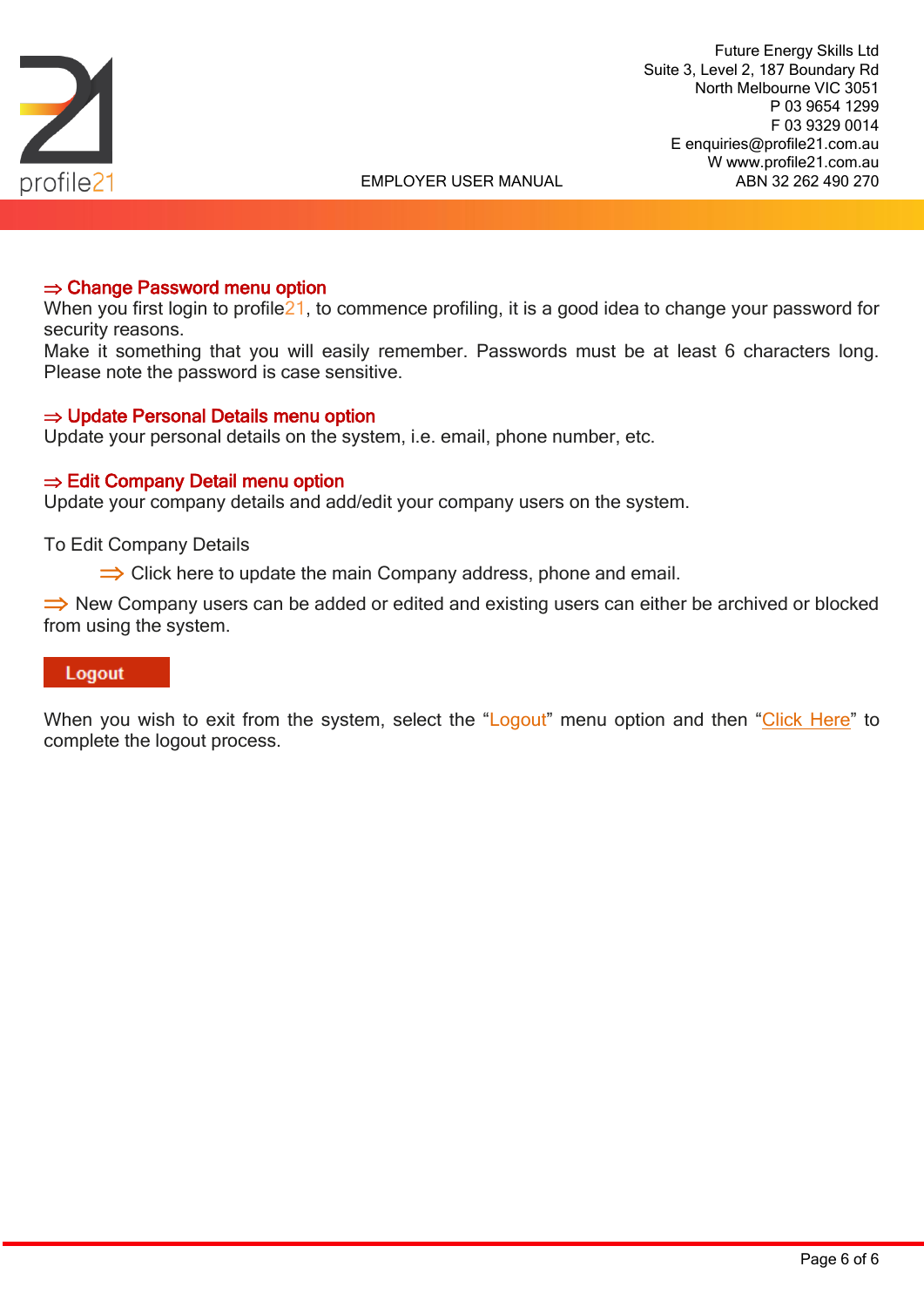### ⇒ Change Password menu option

When you first login to profile21, to commence profiling, it is a good idea to change your password for security reasons.
Make it something that you will easily remember. Passwords must be at least 6 characters long. Please note the password is case sensitive.

### ⇒ Update Personal Details menu option

Update your personal details on the system, i.e. email, phone number, etc.

### ⇒ Edit Company Detail menu option

Update your company details and add/edit your company users on the system.

To Edit Company Details

⇒ Click here to update the main Company address, phone and email.

⇒ New Company users can be added or edited and existing users can either be archived or blocked from using the system.

**Logout**

When you wish to exit from the system, select the "Logout" menu option and then "Click Here" to complete the logout process.